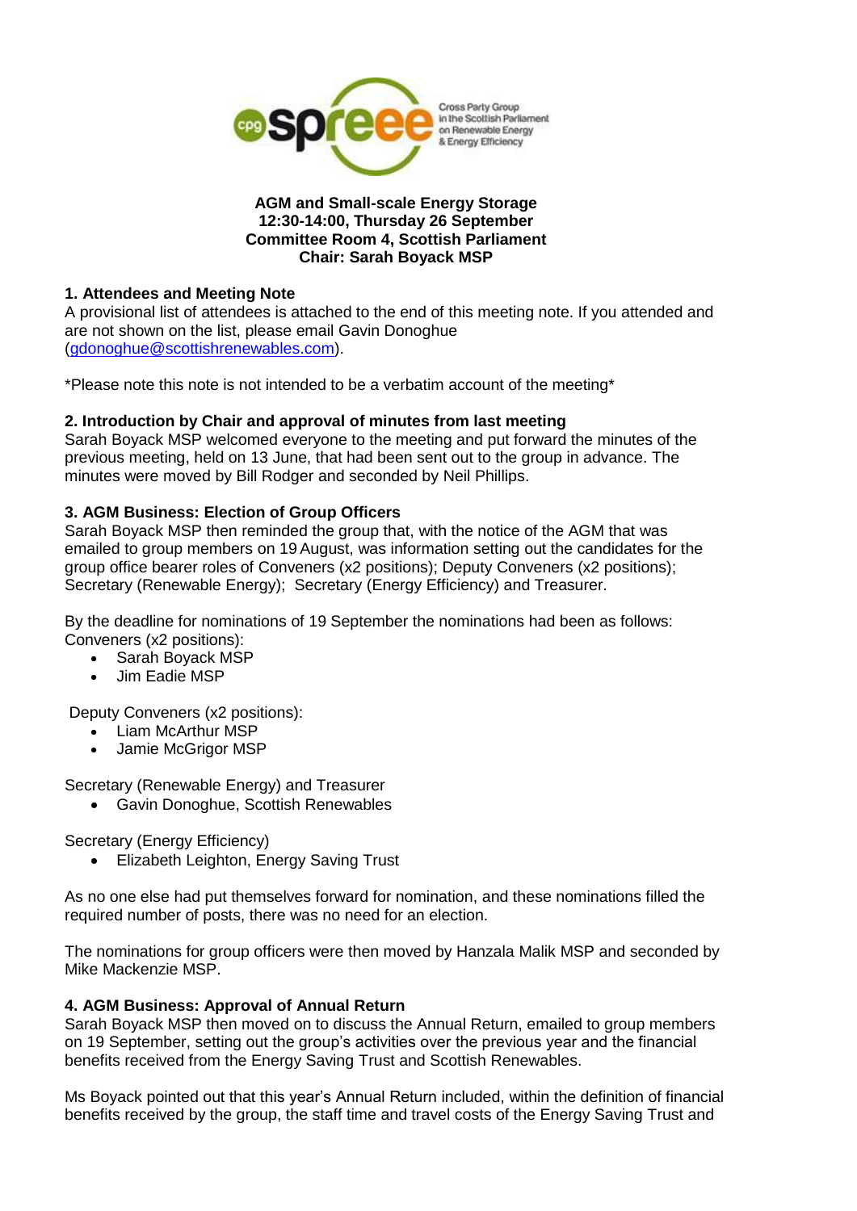**AGM and Small-scale Energy Storage**
**12:30-14:00, Thursday 26 September**
**Committee Room 4, Scottish Parliament**
**Chair: Sarah Boyack MSP**

### 1. Attendees and Meeting Note

A provisional list of attendees is attached to the end of this meeting note. If you attended and are not shown on the list, please email Gavin Donoghue (gdonoghue@scottishrenewables.com).

*Please note this note is not intended to be a verbatim account of the meeting*

### 2. Introduction by Chair and approval of minutes from last meeting

Sarah Boyack MSP welcomed everyone to the meeting and put forward the minutes of the previous meeting, held on 13 June, that had been sent out to the group in advance. The minutes were moved by Bill Rodger and seconded by Neil Phillips.

### 3. AGM Business: Election of Group Officers

Sarah Boyack MSP then reminded the group that, with the notice of the AGM that was emailed to group members on 19 August, was information setting out the candidates for the group office bearer roles of Conveners (x2 positions); Deputy Conveners (x2 positions); Secretary (Renewable Energy); Secretary (Energy Efficiency) and Treasurer.

By the deadline for nominations of 19 September the nominations had been as follows:
Conveners (x2 positions):

- Sarah Boyack MSP
- Jim Eadie MSP

Deputy Conveners (x2 positions):

- Liam McArthur MSP
- Jamie McGrigor MSP

Secretary (Renewable Energy) and Treasurer

- Gavin Donoghue, Scottish Renewables

Secretary (Energy Efficiency)

- Elizabeth Leighton, Energy Saving Trust

As no one else had put themselves forward for nomination, and these nominations filled the required number of posts, there was no need for an election.

The nominations for group officers were then moved by Hanzala Malik MSP and seconded by Mike Mackenzie MSP.

### 4. AGM Business: Approval of Annual Return

Sarah Boyack MSP then moved on to discuss the Annual Return, emailed to group members on 19 September, setting out the group's activities over the previous year and the financial benefits received from the Energy Saving Trust and Scottish Renewables.

Ms Boyack pointed out that this year's Annual Return included, within the definition of financial benefits received by the group, the staff time and travel costs of the Energy Saving Trust and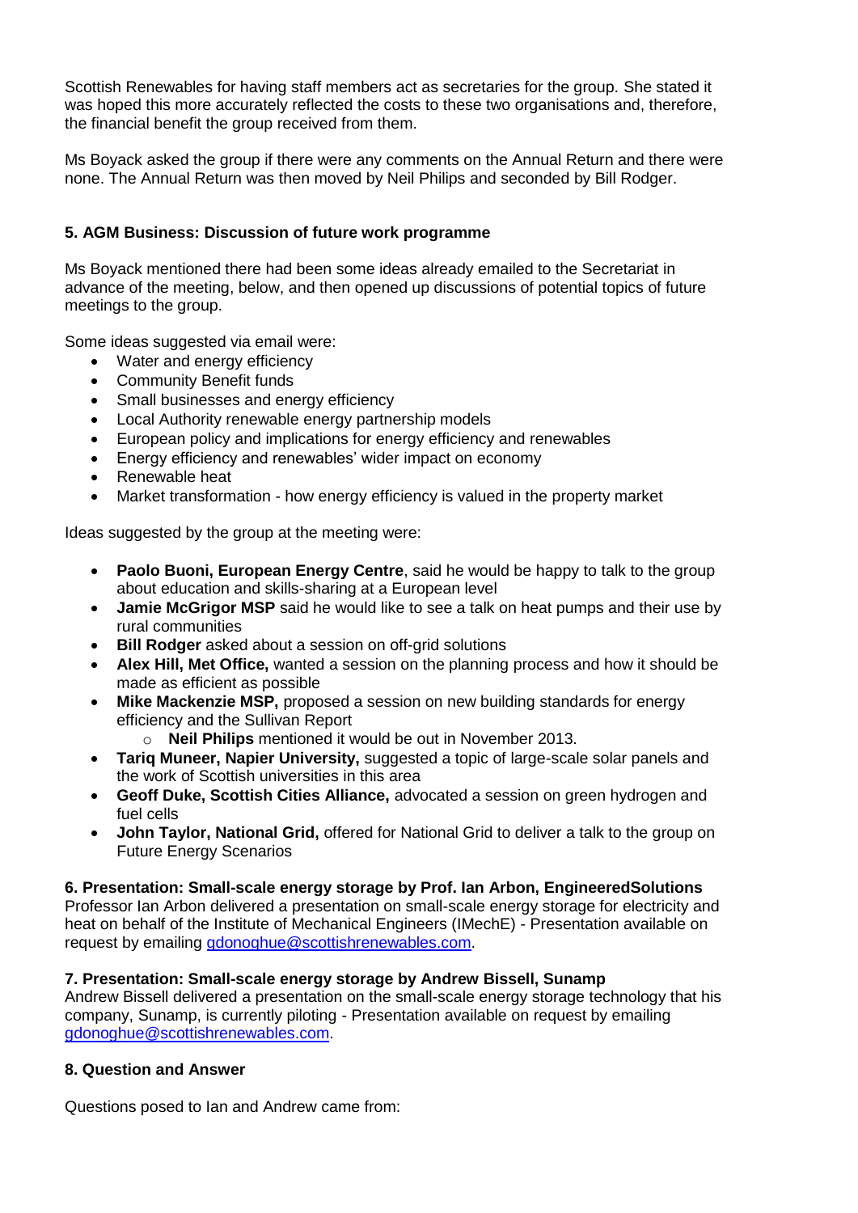Scottish Renewables for having staff members act as secretaries for the group. She stated it was hoped this more accurately reflected the costs to these two organisations and, therefore, the financial benefit the group received from them.

Ms Boyack asked the group if there were any comments on the Annual Return and there were none. The Annual Return was then moved by Neil Philips and seconded by Bill Rodger.

### 5. AGM Business: Discussion of future work programme

Ms Boyack mentioned there had been some ideas already emailed to the Secretariat in advance of the meeting, below, and then opened up discussions of potential topics of future meetings to the group.

Some ideas suggested via email were:

- Water and energy efficiency
- Community Benefit funds
- Small businesses and energy efficiency
- Local Authority renewable energy partnership models
- European policy and implications for energy efficiency and renewables
- Energy efficiency and renewables' wider impact on economy
- Renewable heat
- Market transformation - how energy efficiency is valued in the property market

Ideas suggested by the group at the meeting were:

- **Paolo Buoni, European Energy Centre**, said he would be happy to talk to the group about education and skills-sharing at a European level
- **Jamie McGrigor MSP** said he would like to see a talk on heat pumps and their use by rural communities
- **Bill Rodger** asked about a session on off-grid solutions
- **Alex Hill, Met Office,** wanted a session on the planning process and how it should be made as efficient as possible
- **Mike Mackenzie MSP,** proposed a session on new building standards for energy efficiency and the Sullivan Report
    - **Neil Philips** mentioned it would be out in November 2013.
- **Tariq Muneer, Napier University,** suggested a topic of large-scale solar panels and the work of Scottish universities in this area
- **Geoff Duke, Scottish Cities Alliance,** advocated a session on green hydrogen and fuel cells
- **John Taylor, National Grid,** offered for National Grid to deliver a talk to the group on Future Energy Scenarios

### 6. Presentation: Small-scale energy storage by Prof. Ian Arbon, EngineeredSolutions

Professor Ian Arbon delivered a presentation on small-scale energy storage for electricity and heat on behalf of the Institute of Mechanical Engineers (IMechE) - Presentation available on request by emailing gdonoghue@scottishrenewables.com.

### 7. Presentation: Small-scale energy storage by Andrew Bissell, Sunamp

Andrew Bissell delivered a presentation on the small-scale energy storage technology that his company, Sunamp, is currently piloting - Presentation available on request by emailing gdonoghue@scottishrenewables.com.

### 8. Question and Answer

Questions posed to Ian and Andrew came from: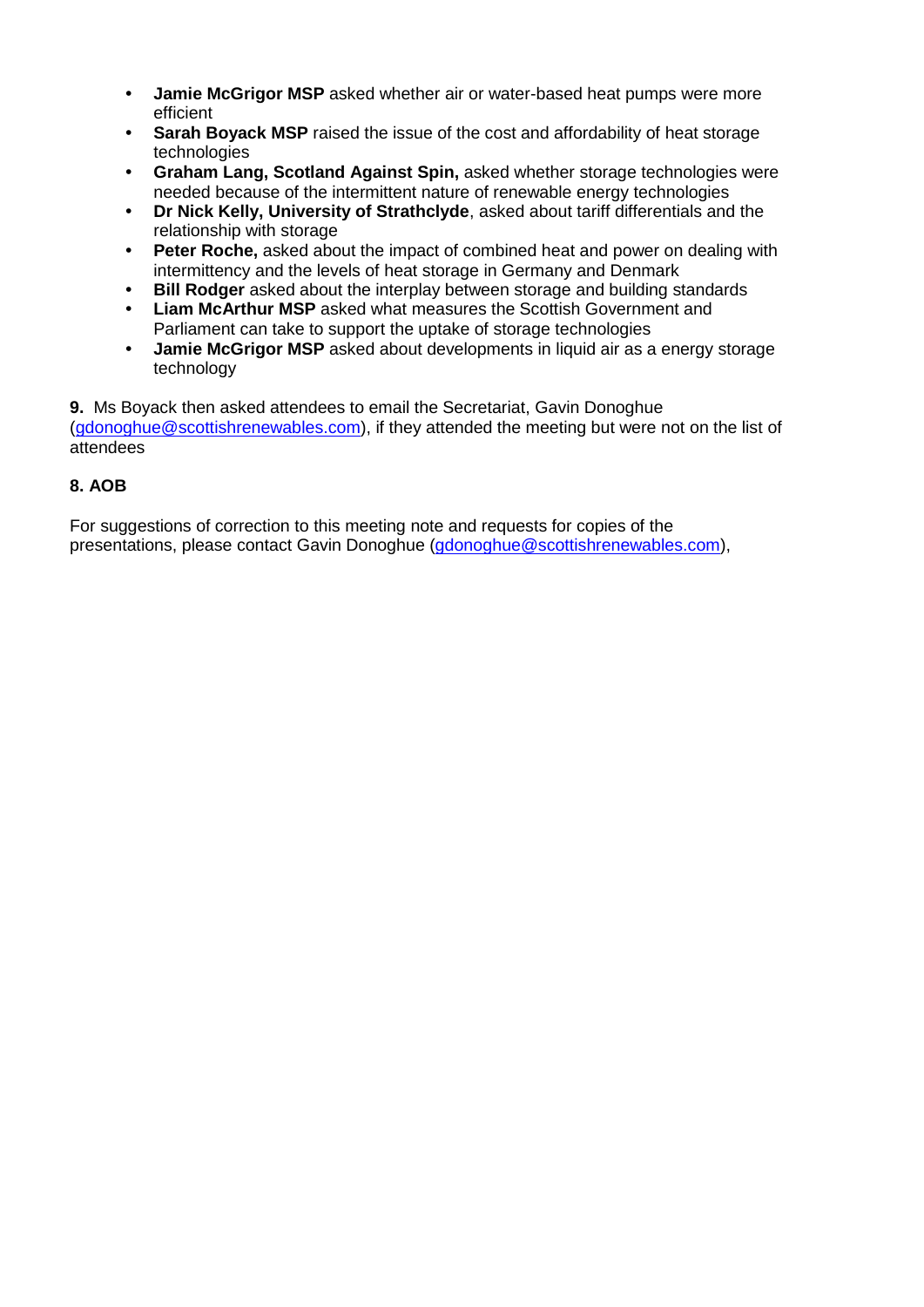- **Jamie McGrigor MSP** asked whether air or water-based heat pumps were more efficient
- **Sarah Boyack MSP** raised the issue of the cost and affordability of heat storage technologies
- **Graham Lang, Scotland Against Spin,** asked whether storage technologies were needed because of the intermittent nature of renewable energy technologies
- **Dr Nick Kelly, University of Strathclyde**, asked about tariff differentials and the relationship with storage
- **Peter Roche,** asked about the impact of combined heat and power on dealing with intermittency and the levels of heat storage in Germany and Denmark
- **Bill Rodger** asked about the interplay between storage and building standards
- **Liam McArthur MSP** asked what measures the Scottish Government and Parliament can take to support the uptake of storage technologies
- **Jamie McGrigor MSP** asked about developments in liquid air as a energy storage technology

**9.** Ms Boyack then asked attendees to email the Secretariat, Gavin Donoghue (gdonoghue@scottishrenewables.com), if they attended the meeting but were not on the list of attendees

**8. AOB**

For suggestions of correction to this meeting note and requests for copies of the presentations, please contact Gavin Donoghue (gdonoghue@scottishrenewables.com),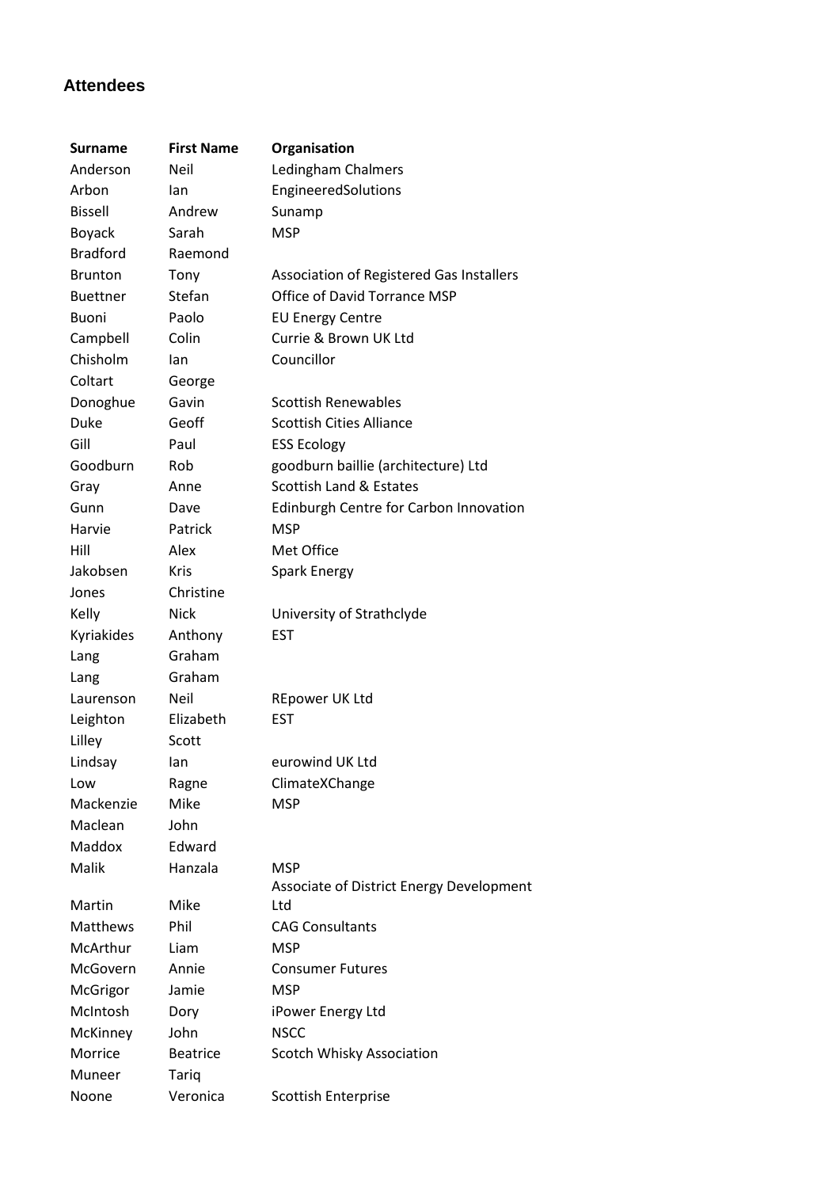### Attendees

| Surname | First Name | Organisation |
|---|---|---|
| Anderson | Neil | Ledingham Chalmers |
| Arbon | Ian | EngineeredSolutions |
| Bissell | Andrew | Sunamp |
| Boyack | Sarah | MSP |
| Bradford | Raemond | |
| Brunton | Tony | Association of Registered Gas Installers |
| Buettner | Stefan | Office of David Torrance MSP |
| Buoni | Paolo | EU Energy Centre |
| Campbell | Colin | Currie & Brown UK Ltd |
| Chisholm | Ian | Councillor |
| Coltart | George | |
| Donoghue | Gavin | Scottish Renewables |
| Duke | Geoff | Scottish Cities Alliance |
| Gill | Paul | ESS Ecology |
| Goodburn | Rob | goodburn baillie (architecture) Ltd |
| Gray | Anne | Scottish Land & Estates |
| Gunn | Dave | Edinburgh Centre for Carbon Innovation |
| Harvie | Patrick | MSP |
| Hill | Alex | Met Office |
| Jakobsen | Kris | Spark Energy |
| Jones | Christine | |
| Kelly | Nick | University of Strathclyde |
| Kyriakides | Anthony | EST |
| Lang | Graham | |
| Lang | Graham | |
| Laurenson | Neil | REpower UK Ltd |
| Leighton | Elizabeth | EST |
| Lilley | Scott | |
| Lindsay | Ian | eurowind UK Ltd |
| Low | Ragne | ClimateXChange |
| Mackenzie | Mike | MSP |
| Maclean | John | |
| Maddox | Edward | |
| Malik | Hanzala | MSP |
| Martin | Mike | Associate of District Energy Development Ltd |
| Matthews | Phil | CAG Consultants |
| McArthur | Liam | MSP |
| McGovern | Annie | Consumer Futures |
| McGrigor | Jamie | MSP |
| McIntosh | Dory | iPower Energy Ltd |
| McKinney | John | NSCC |
| Morrice | Beatrice | Scotch Whisky Association |
| Muneer | Tariq | |
| Noone | Veronica | Scottish Enterprise |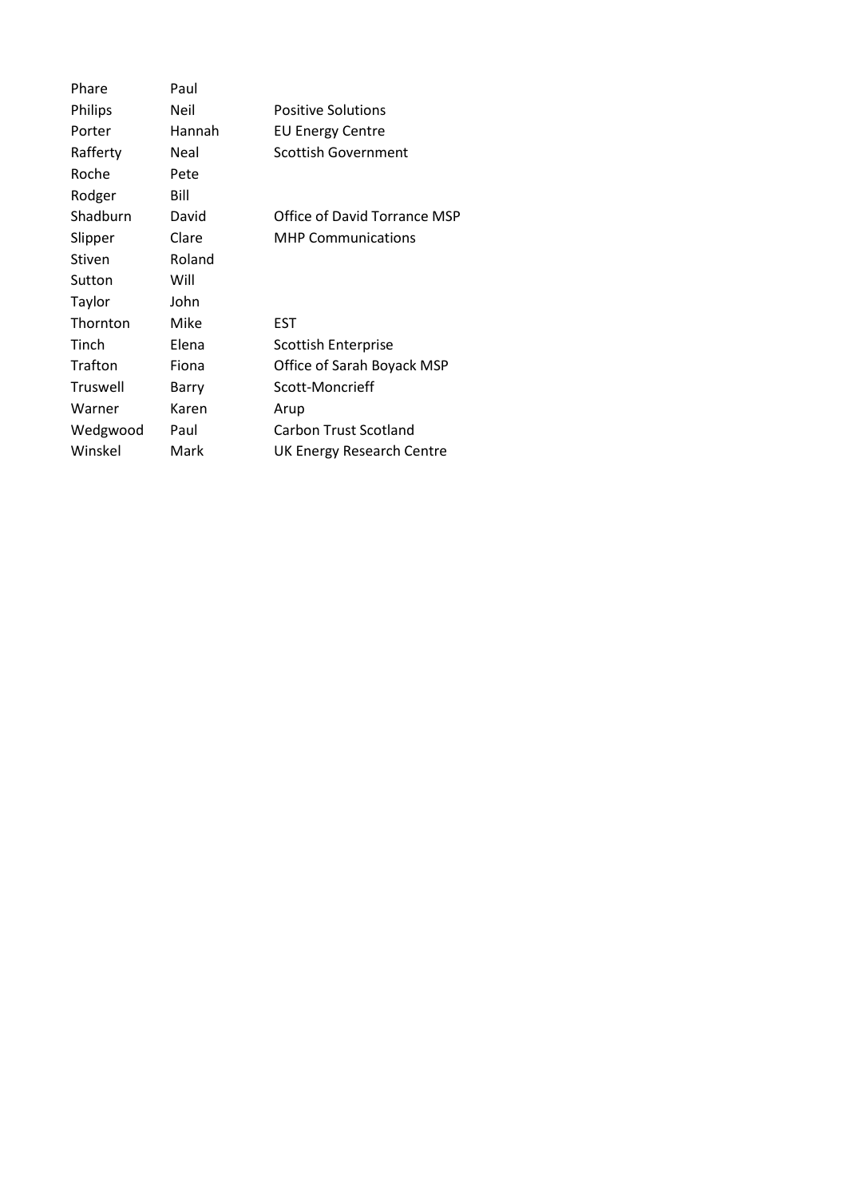| | | |
|---|---|---|
| Phare | Paul | |
| Philips | Neil | Positive Solutions |
| Porter | Hannah | EU Energy Centre |
| Rafferty | Neal | Scottish Government |
| Roche | Pete | |
| Rodger | Bill | |
| Shadburn | David | Office of David Torrance MSP |
| Slipper | Clare | MHP Communications |
| Stiven | Roland | |
| Sutton | Will | |
| Taylor | John | |
| Thornton | Mike | EST |
| Tinch | Elena | Scottish Enterprise |
| Trafton | Fiona | Office of Sarah Boyack MSP |
| Truswell | Barry | Scott-Moncrieff |
| Warner | Karen | Arup |
| Wedgwood | Paul | Carbon Trust Scotland |
| Winskel | Mark | UK Energy Research Centre |